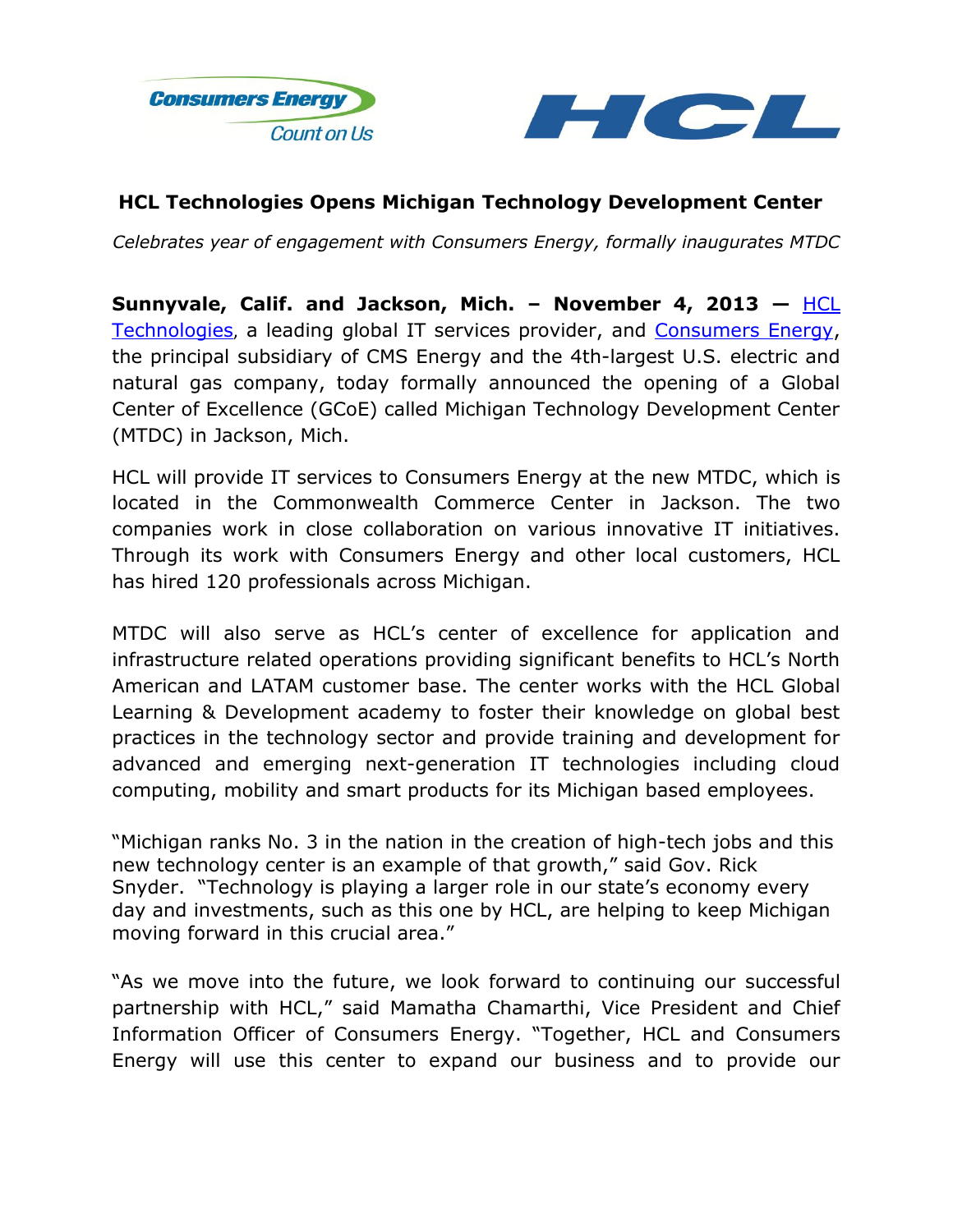# HCL Technologies Opens Michigan Technology Development Center

*Celebrates year of engagement with Consumers Energy, formally inaugurates MTDC*

**Sunnyvale, Calif. and Jackson, Mich. – November 4, 2013 —** HCL Technologies, a leading global IT services provider, and Consumers Energy, the principal subsidiary of CMS Energy and the 4th-largest U.S. electric and natural gas company, today formally announced the opening of a Global Center of Excellence (GCoE) called Michigan Technology Development Center (MTDC) in Jackson, Mich.

HCL will provide IT services to Consumers Energy at the new MTDC, which is located in the Commonwealth Commerce Center in Jackson. The two companies work in close collaboration on various innovative IT initiatives. Through its work with Consumers Energy and other local customers, HCL has hired 120 professionals across Michigan.

MTDC will also serve as HCL's center of excellence for application and infrastructure related operations providing significant benefits to HCL's North American and LATAM customer base. The center works with the HCL Global Learning & Development academy to foster their knowledge on global best practices in the technology sector and provide training and development for advanced and emerging next-generation IT technologies including cloud computing, mobility and smart products for its Michigan based employees.

"Michigan ranks No. 3 in the nation in the creation of high-tech jobs and this new technology center is an example of that growth," said Gov. Rick Snyder. "Technology is playing a larger role in our state's economy every day and investments, such as this one by HCL, are helping to keep Michigan moving forward in this crucial area."

"As we move into the future, we look forward to continuing our successful partnership with HCL," said Mamatha Chamarthi, Vice President and Chief Information Officer of Consumers Energy. "Together, HCL and Consumers Energy will use this center to expand our business and to provide our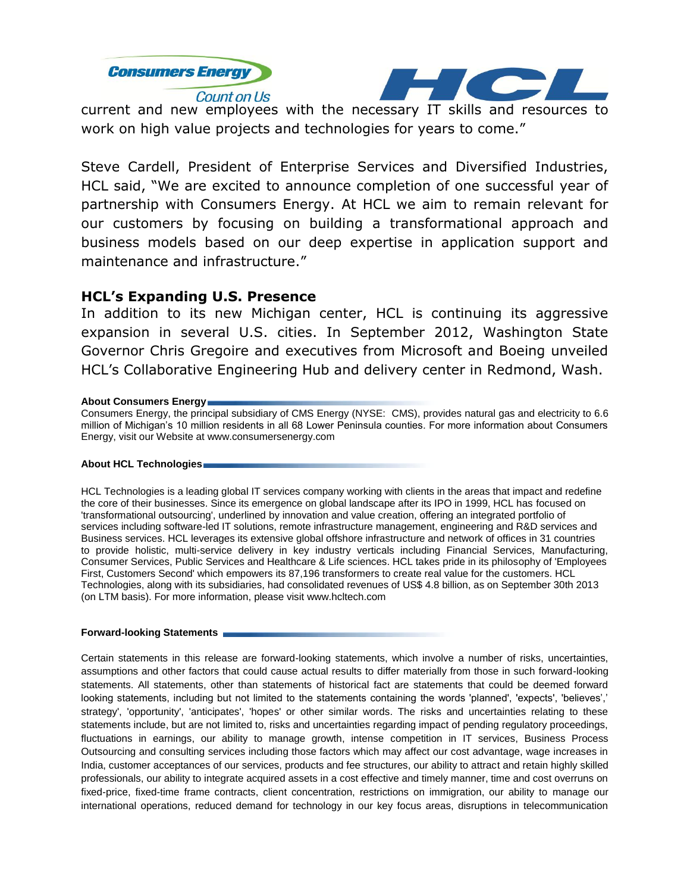current and new employees with the necessary IT skills and resources to work on high value projects and technologies for years to come."

Steve Cardell, President of Enterprise Services and Diversified Industries, HCL said, "We are excited to announce completion of one successful year of partnership with Consumers Energy. At HCL we aim to remain relevant for our customers by focusing on building a transformational approach and business models based on our deep expertise in application support and maintenance and infrastructure."

## HCL's Expanding U.S. Presence

In addition to its new Michigan center, HCL is continuing its aggressive expansion in several U.S. cities. In September 2012, Washington State Governor Chris Gregoire and executives from Microsoft and Boeing unveiled HCL's Collaborative Engineering Hub and delivery center in Redmond, Wash.

#### About Consumers Energy

Consumers Energy, the principal subsidiary of CMS Energy (NYSE: CMS), provides natural gas and electricity to 6.6 million of Michigan's 10 million residents in all 68 Lower Peninsula counties. For more information about Consumers Energy, visit our Website at www.consumersenergy.com

#### About HCL Technologies

HCL Technologies is a leading global IT services company working with clients in the areas that impact and redefine the core of their businesses. Since its emergence on global landscape after its IPO in 1999, HCL has focused on 'transformational outsourcing', underlined by innovation and value creation, offering an integrated portfolio of services including software-led IT solutions, remote infrastructure management, engineering and R&D services and Business services. HCL leverages its extensive global offshore infrastructure and network of offices in 31 countries to provide holistic, multi-service delivery in key industry verticals including Financial Services, Manufacturing, Consumer Services, Public Services and Healthcare & Life sciences. HCL takes pride in its philosophy of 'Employees First, Customers Second' which empowers its 87,196 transformers to create real value for the customers. HCL Technologies, along with its subsidiaries, had consolidated revenues of US$ 4.8 billion, as on September 30th 2013 (on LTM basis). For more information, please visit www.hcltech.com

#### Forward-looking Statements

Certain statements in this release are forward-looking statements, which involve a number of risks, uncertainties, assumptions and other factors that could cause actual results to differ materially from those in such forward-looking statements. All statements, other than statements of historical fact are statements that could be deemed forward looking statements, including but not limited to the statements containing the words 'planned', 'expects', 'believes',' strategy', 'opportunity', 'anticipates', 'hopes' or other similar words. The risks and uncertainties relating to these statements include, but are not limited to, risks and uncertainties regarding impact of pending regulatory proceedings, fluctuations in earnings, our ability to manage growth, intense competition in IT services, Business Process Outsourcing and consulting services including those factors which may affect our cost advantage, wage increases in India, customer acceptances of our services, products and fee structures, our ability to attract and retain highly skilled professionals, our ability to integrate acquired assets in a cost effective and timely manner, time and cost overruns on fixed-price, fixed-time frame contracts, client concentration, restrictions on immigration, our ability to manage our international operations, reduced demand for technology in our key focus areas, disruptions in telecommunication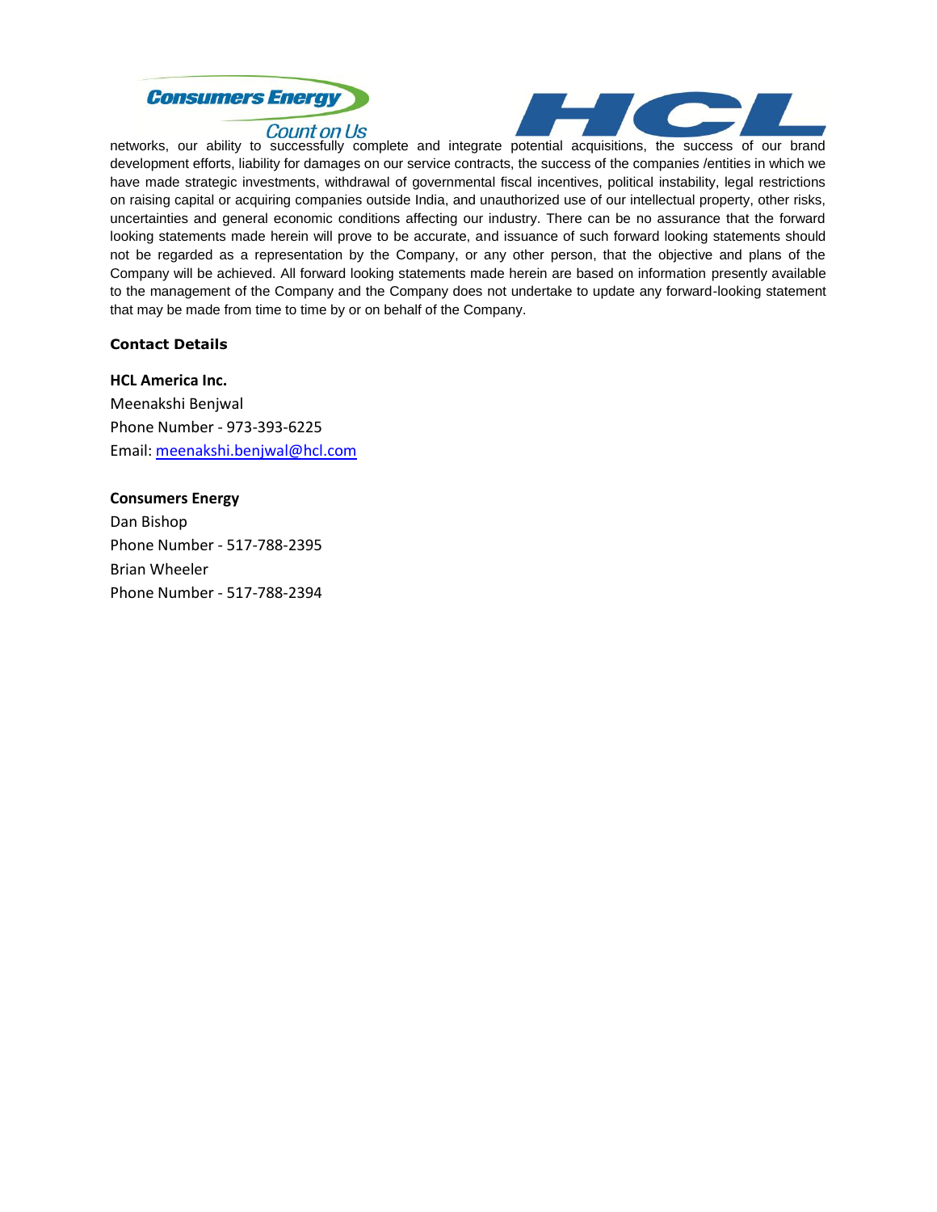networks, our ability to successfully complete and integrate potential acquisitions, the success of our brand development efforts, liability for damages on our service contracts, the success of the companies /entities in which we have made strategic investments, withdrawal of governmental fiscal incentives, political instability, legal restrictions on raising capital or acquiring companies outside India, and unauthorized use of our intellectual property, other risks, uncertainties and general economic conditions affecting our industry. There can be no assurance that the forward looking statements made herein will prove to be accurate, and issuance of such forward looking statements should not be regarded as a representation by the Company, or any other person, that the objective and plans of the Company will be achieved. All forward looking statements made herein are based on information presently available to the management of the Company and the Company does not undertake to update any forward-looking statement that may be made from time to time by or on behalf of the Company.

**Contact Details**

**HCL America Inc.**
Meenakshi Benjwal
Phone Number - 973-393-6225
Email: meenakshi.benjwal@hcl.com

**Consumers Energy**
Dan Bishop
Phone Number - 517-788-2395
Brian Wheeler
Phone Number - 517-788-2394